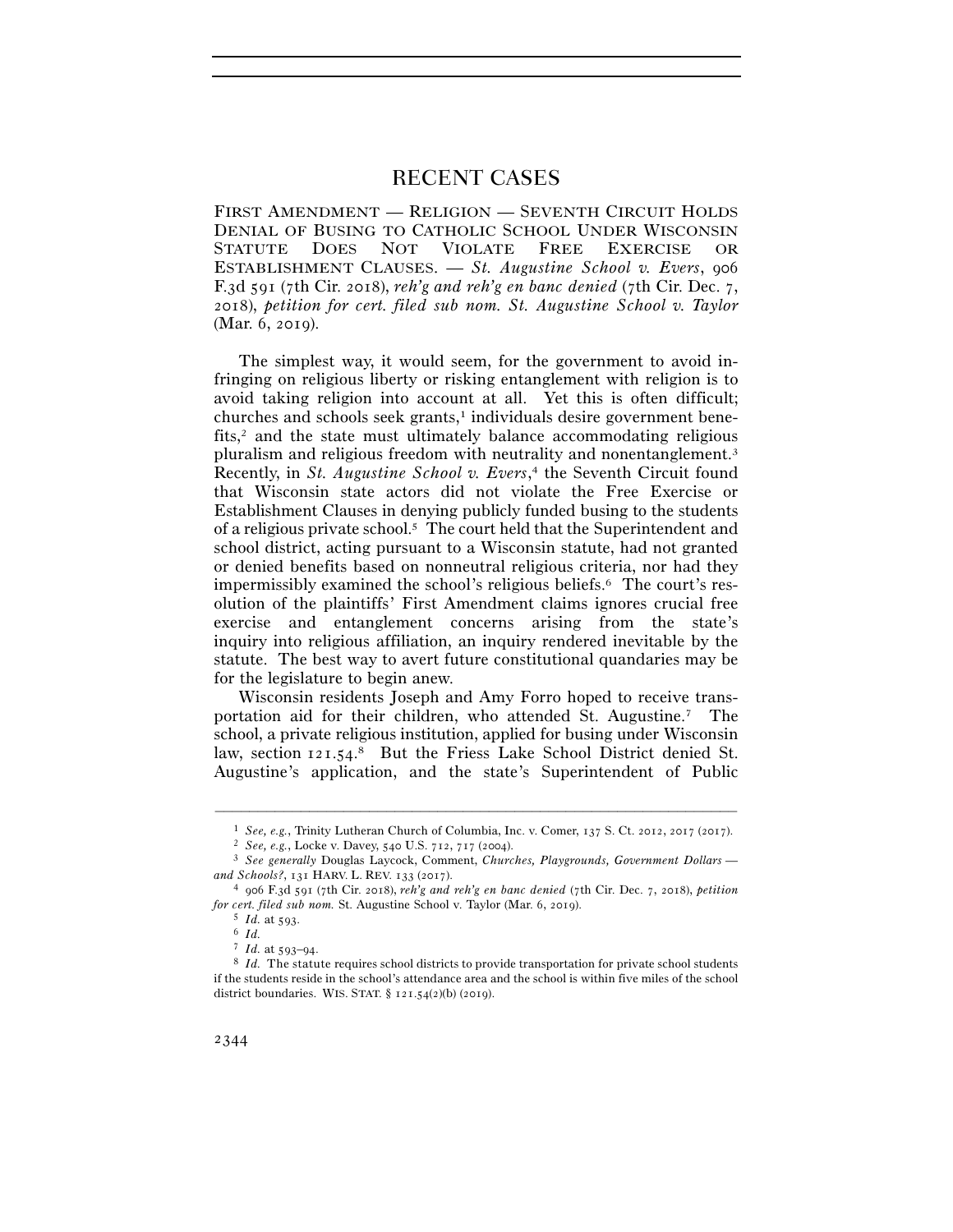# RECENT CASES

FIRST AMENDMENT — RELIGION — SEVENTH CIRCUIT HOLDS DENIAL OF BUSING TO CATHOLIC SCHOOL UNDER WISCONSIN STATUTE DOES NOT VIOLATE FREE EXERCISE OR ESTABLISHMENT CLAUSES. — *St. Augustine School v. Evers*, 906 F.3d 591 (7th Cir. 2018), *reh'g and reh'g en banc denied* (7th Cir. Dec. 7, 2018), *petition for cert. filed sub nom. St. Augustine School v. Taylor* (Mar. 6, 2019).

The simplest way, it would seem, for the government to avoid infringing on religious liberty or risking entanglement with religion is to avoid taking religion into account at all. Yet this is often difficult; churches and schools seek grants,[1] individuals desire government benefits,[2] and the state must ultimately balance accommodating religious pluralism and religious freedom with neutrality and nonentanglement.[3] Recently, in *St. Augustine School v. Evers*,[4] the Seventh Circuit found that Wisconsin state actors did not violate the Free Exercise or Establishment Clauses in denying publicly funded busing to the students of a religious private school.[5] The court held that the Superintendent and school district, acting pursuant to a Wisconsin statute, had not granted or denied benefits based on nonneutral religious criteria, nor had they impermissibly examined the school's religious beliefs.[6] The court's resolution of the plaintiffs' First Amendment claims ignores crucial free exercise and entanglement concerns arising from the state's inquiry into religious affiliation, an inquiry rendered inevitable by the statute. The best way to avert future constitutional quandaries may be for the legislature to begin anew.

Wisconsin residents Joseph and Amy Forro hoped to receive transportation aid for their children, who attended St. Augustine.[7] The school, a private religious institution, applied for busing under Wisconsin law, section 121.54.[8] But the Friess Lake School District denied St. Augustine's application, and the state's Superintendent of Public

---

[1] *See, e.g.*, Trinity Lutheran Church of Columbia, Inc. v. Comer, 137 S. Ct. 2012, 2017 (2017).

[2] *See, e.g.*, Locke v. Davey, 540 U.S. 712, 717 (2004).

[3] *See generally* Douglas Laycock, Comment, *Churches, Playgrounds, Government Dollars — and Schools?*, 131 HARV. L. REV. 133 (2017).

[4] 906 F.3d 591 (7th Cir. 2018), *reh'g and reh'g en banc denied* (7th Cir. Dec. 7, 2018), *petition for cert. filed sub nom.* St. Augustine School v. Taylor (Mar. 6, 2019).

[5] *Id.* at 593.

[6] *Id.*

[7] *Id.* at 593–94.

[8] *Id.* The statute requires school districts to provide transportation for private school students if the students reside in the school's attendance area and the school is within five miles of the school district boundaries. WIS. STAT. § 121.54(2)(b) (2019).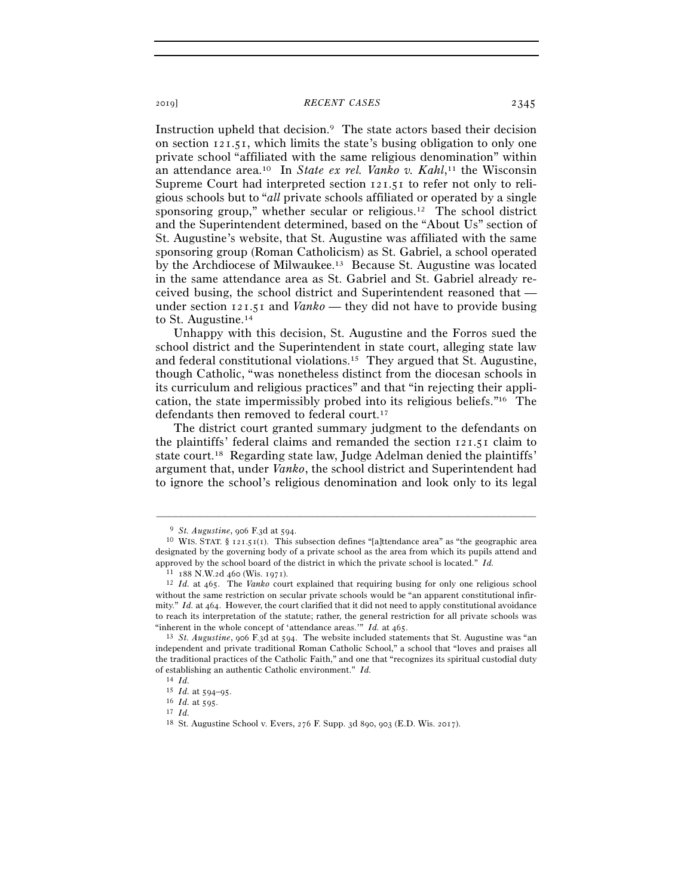Instruction upheld that decision.[9] The state actors based their decision on section 121.51, which limits the state's busing obligation to only one private school "affiliated with the same religious denomination" within an attendance area.[10] In *State ex rel. Vanko v. Kahl*,[11] the Wisconsin Supreme Court had interpreted section 121.51 to refer not only to religious schools but to "*all* private schools affiliated or operated by a single sponsoring group," whether secular or religious.[12] The school district and the Superintendent determined, based on the "About Us" section of St. Augustine's website, that St. Augustine was affiliated with the same sponsoring group (Roman Catholicism) as St. Gabriel, a school operated by the Archdiocese of Milwaukee.[13] Because St. Augustine was located in the same attendance area as St. Gabriel and St. Gabriel already received busing, the school district and Superintendent reasoned that — under section 121.51 and *Vanko* — they did not have to provide busing to St. Augustine.[14]

Unhappy with this decision, St. Augustine and the Forros sued the school district and the Superintendent in state court, alleging state law and federal constitutional violations.[15] They argued that St. Augustine, though Catholic, "was nonetheless distinct from the diocesan schools in its curriculum and religious practices" and that "in rejecting their application, the state impermissibly probed into its religious beliefs."[16] The defendants then removed to federal court.[17]

The district court granted summary judgment to the defendants on the plaintiffs' federal claims and remanded the section 121.51 claim to state court.[18] Regarding state law, Judge Adelman denied the plaintiffs' argument that, under *Vanko*, the school district and Superintendent had to ignore the school's religious denomination and look only to its legal

---

[9] *St. Augustine*, 906 F.3d at 594.

[10] WIS. STAT. § 121.51(1). This subsection defines "[a]ttendance area" as "the geographic area designated by the governing body of a private school as the area from which its pupils attend and approved by the school board of the district in which the private school is located." *Id.*

[11] 188 N.W.2d 460 (Wis. 1971).

[12] *Id.* at 465. The *Vanko* court explained that requiring busing for only one religious school without the same restriction on secular private schools would be "an apparent constitutional infirmity." *Id.* at 464. However, the court clarified that it did not need to apply constitutional avoidance to reach its interpretation of the statute; rather, the general restriction for all private schools was "inherent in the whole concept of 'attendance areas.'" *Id.* at 465.

[13] *St. Augustine*, 906 F.3d at 594. The website included statements that St. Augustine was "an independent and private traditional Roman Catholic School," a school that "loves and praises all the traditional practices of the Catholic Faith," and one that "recognizes its spiritual custodial duty of establishing an authentic Catholic environment." *Id.*

[14] *Id.*

[15] *Id.* at 594–95.

[16] *Id.* at 595.

[17] *Id.*

[18] St. Augustine School v. Evers, 276 F. Supp. 3d 890, 903 (E.D. Wis. 2017).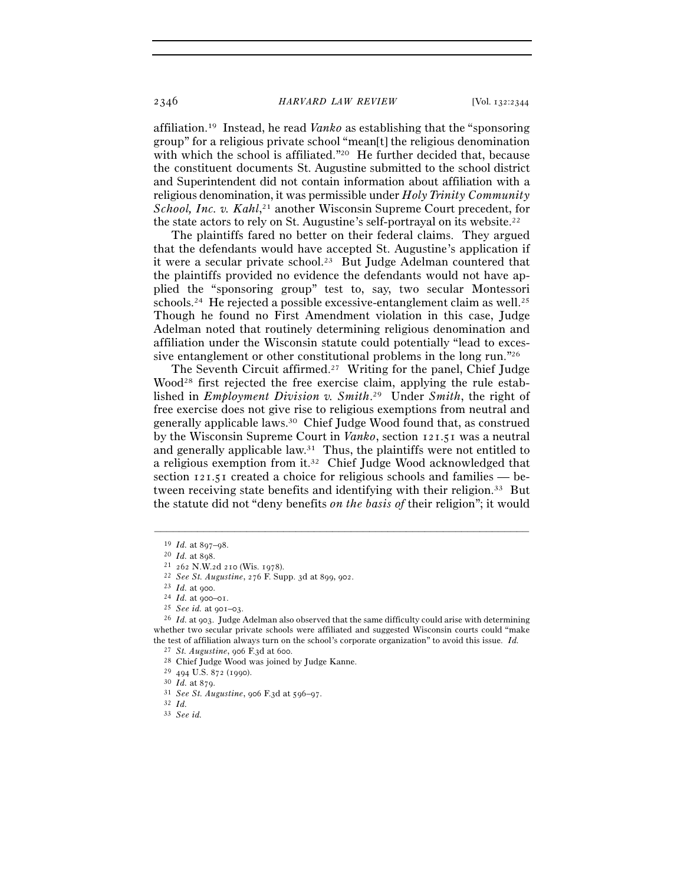affiliation.[19] Instead, he read *Vanko* as establishing that the "sponsoring group" for a religious private school "mean[t] the religious denomination with which the school is affiliated."[20] He further decided that, because the constituent documents St. Augustine submitted to the school district and Superintendent did not contain information about affiliation with a religious denomination, it was permissible under *Holy Trinity Community School, Inc. v. Kahl*,[21] another Wisconsin Supreme Court precedent, for the state actors to rely on St. Augustine's self-portrayal on its website.[22]

The plaintiffs fared no better on their federal claims. They argued that the defendants would have accepted St. Augustine's application if it were a secular private school.[23] But Judge Adelman countered that the plaintiffs provided no evidence the defendants would not have applied the "sponsoring group" test to, say, two secular Montessori schools.[24] He rejected a possible excessive-entanglement claim as well.[25] Though he found no First Amendment violation in this case, Judge Adelman noted that routinely determining religious denomination and affiliation under the Wisconsin statute could potentially "lead to excessive entanglement or other constitutional problems in the long run."[26]

The Seventh Circuit affirmed.[27] Writing for the panel, Chief Judge Wood[28] first rejected the free exercise claim, applying the rule established in *Employment Division v. Smith*.[29] Under *Smith*, the right of free exercise does not give rise to religious exemptions from neutral and generally applicable laws.[30] Chief Judge Wood found that, as construed by the Wisconsin Supreme Court in *Vanko*, section 121.51 was a neutral and generally applicable law.[31] Thus, the plaintiffs were not entitled to a religious exemption from it.[32] Chief Judge Wood acknowledged that section 121.51 created a choice for religious schools and families — between receiving state benefits and identifying with their religion.[33] But the statute did not "deny benefits *on the basis of* their religion"; it would

---

[19] *Id.* at 897–98.

[20] *Id.* at 898.

[21] 262 N.W.2d 210 (Wis. 1978).

[22] *See St. Augustine*, 276 F. Supp. 3d at 899, 902.

[23] *Id.* at 900.

[24] *Id.* at 900–01.

[25] *See id.* at 901–03.

[26] *Id.* at 903. Judge Adelman also observed that the same difficulty could arise with determining whether two secular private schools were affiliated and suggested Wisconsin courts could "make the test of affiliation always turn on the school's corporate organization" to avoid this issue. *Id.*

[27] *St. Augustine*, 906 F.3d at 600.

[28] Chief Judge Wood was joined by Judge Kanne.

[29] 494 U.S. 872 (1990).

[30] *Id.* at 879.

[31] *See St. Augustine*, 906 F.3d at 596–97.

[32] *Id.*

[33] *See id.*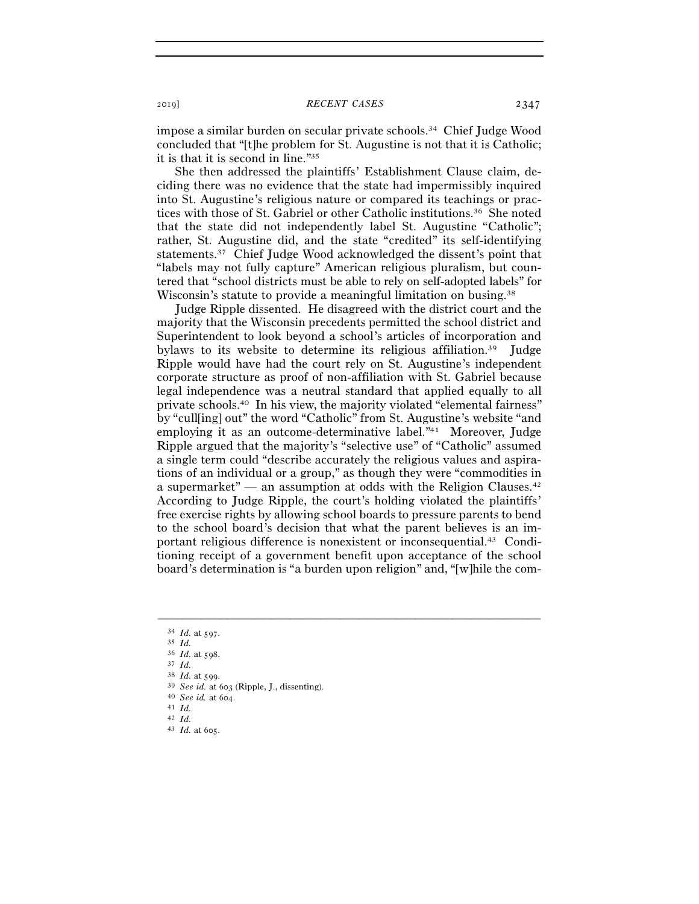impose a similar burden on secular private schools.[34] Chief Judge Wood concluded that "[t]he problem for St. Augustine is not that it is Catholic; it is that it is second in line."[35]

She then addressed the plaintiffs' Establishment Clause claim, deciding there was no evidence that the state had impermissibly inquired into St. Augustine's religious nature or compared its teachings or practices with those of St. Gabriel or other Catholic institutions.[36] She noted that the state did not independently label St. Augustine "Catholic"; rather, St. Augustine did, and the state "credited" its self-identifying statements.[37] Chief Judge Wood acknowledged the dissent's point that "labels may not fully capture" American religious pluralism, but countered that "school districts must be able to rely on self-adopted labels" for Wisconsin's statute to provide a meaningful limitation on busing.[38]

Judge Ripple dissented. He disagreed with the district court and the majority that the Wisconsin precedents permitted the school district and Superintendent to look beyond a school's articles of incorporation and bylaws to its website to determine its religious affiliation.[39] Judge Ripple would have had the court rely on St. Augustine's independent corporate structure as proof of non-affiliation with St. Gabriel because legal independence was a neutral standard that applied equally to all private schools.[40] In his view, the majority violated "elemental fairness" by "cull[ing] out" the word "Catholic" from St. Augustine's website "and employing it as an outcome-determinative label."[41] Moreover, Judge Ripple argued that the majority's "selective use" of "Catholic" assumed a single term could "describe accurately the religious values and aspirations of an individual or a group," as though they were "commodities in a supermarket" — an assumption at odds with the Religion Clauses.[42] According to Judge Ripple, the court's holding violated the plaintiffs' free exercise rights by allowing school boards to pressure parents to bend to the school board's decision that what the parent believes is an important religious difference is nonexistent or inconsequential.[43] Conditioning receipt of a government benefit upon acceptance of the school board's determination is "a burden upon religion" and, "[w]hile the com-

---

[34] *Id.* at 597.

[35] *Id.*

[36] *Id.* at 598.

[37] *Id.*

[38] *Id.* at 599.

[39] *See id.* at 603 (Ripple, J., dissenting).

[40] *See id.* at 604.

[41] *Id.*

[42] *Id.*

[43] *Id.* at 605.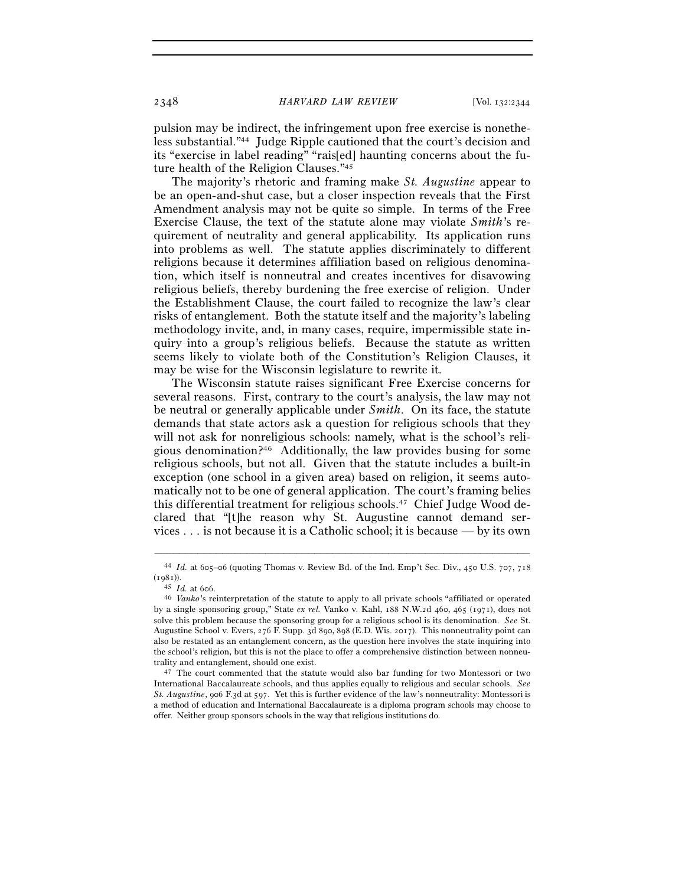pulsion may be indirect, the infringement upon free exercise is nonetheless substantial."[44] Judge Ripple cautioned that the court's decision and its "exercise in label reading" "rais[ed] haunting concerns about the future health of the Religion Clauses."[45]

The majority's rhetoric and framing make *St. Augustine* appear to be an open-and-shut case, but a closer inspection reveals that the First Amendment analysis may not be quite so simple. In terms of the Free Exercise Clause, the text of the statute alone may violate *Smith*'s requirement of neutrality and general applicability. Its application runs into problems as well. The statute applies discriminately to different religions because it determines affiliation based on religious denomination, which itself is nonneutral and creates incentives for disavowing religious beliefs, thereby burdening the free exercise of religion. Under the Establishment Clause, the court failed to recognize the law's clear risks of entanglement. Both the statute itself and the majority's labeling methodology invite, and, in many cases, require, impermissible state inquiry into a group's religious beliefs. Because the statute as written seems likely to violate both of the Constitution's Religion Clauses, it may be wise for the Wisconsin legislature to rewrite it.

The Wisconsin statute raises significant Free Exercise concerns for several reasons. First, contrary to the court's analysis, the law may not be neutral or generally applicable under *Smith*. On its face, the statute demands that state actors ask a question for religious schools that they will not ask for nonreligious schools: namely, what is the school's religious denomination?[46] Additionally, the law provides busing for some religious schools, but not all. Given that the statute includes a built-in exception (one school in a given area) based on religion, it seems automatically not to be one of general application. The court's framing belies this differential treatment for religious schools.[47] Chief Judge Wood declared that "[t]he reason why St. Augustine cannot demand services . . . is not because it is a Catholic school; it is because — by its own

---

[44] *Id.* at 605–06 (quoting Thomas v. Review Bd. of the Ind. Emp't Sec. Div., 450 U.S. 707, 718 (1981)).

[45] *Id.* at 606.

[46] *Vanko*'s reinterpretation of the statute to apply to all private schools "affiliated or operated by a single sponsoring group," State *ex rel.* Vanko v. Kahl, 188 N.W.2d 460, 465 (1971), does not solve this problem because the sponsoring group for a religious school is its denomination. *See* St. Augustine School v. Evers, 276 F. Supp. 3d 890, 898 (E.D. Wis. 2017). This nonneutrality point can also be restated as an entanglement concern, as the question here involves the state inquiring into the school's religion, but this is not the place to offer a comprehensive distinction between nonneutrality and entanglement, should one exist.

[47] The court commented that the statute would also bar funding for two Montessori or two International Baccalaureate schools, and thus applies equally to religious and secular schools. *See St. Augustine*, 906 F.3d at 597. Yet this is further evidence of the law's nonneutrality: Montessori is a method of education and International Baccalaureate is a diploma program schools may choose to offer. Neither group sponsors schools in the way that religious institutions do.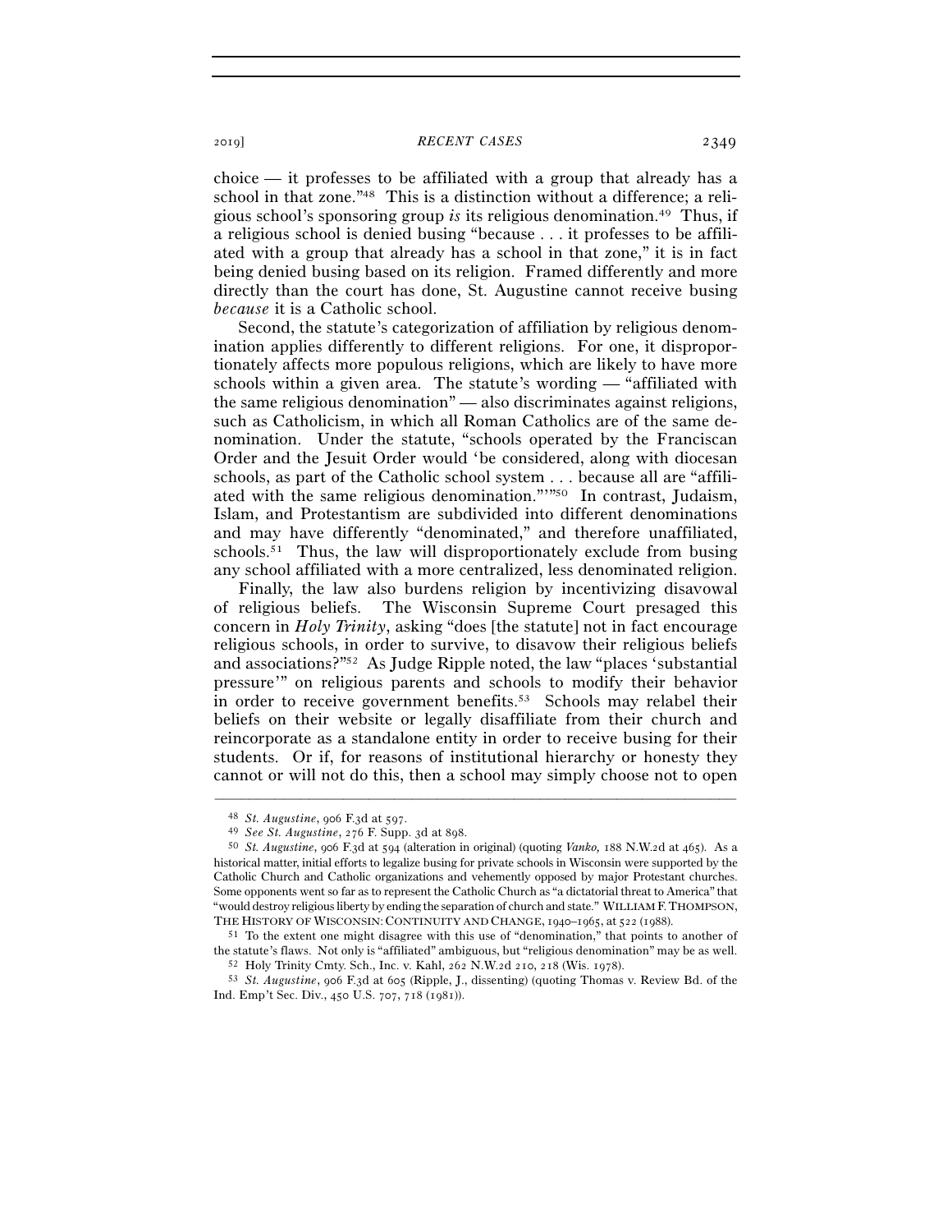choice — it professes to be affiliated with a group that already has a school in that zone."[48] This is a distinction without a difference; a religious school's sponsoring group *is* its religious denomination.[49] Thus, if a religious school is denied busing "because . . . it professes to be affiliated with a group that already has a school in that zone," it is in fact being denied busing based on its religion. Framed differently and more directly than the court has done, St. Augustine cannot receive busing *because* it is a Catholic school.

Second, the statute's categorization of affiliation by religious denomination applies differently to different religions. For one, it disproportionately affects more populous religions, which are likely to have more schools within a given area. The statute's wording — "affiliated with the same religious denomination" — also discriminates against religions, such as Catholicism, in which all Roman Catholics are of the same denomination. Under the statute, "schools operated by the Franciscan Order and the Jesuit Order would 'be considered, along with diocesan schools, as part of the Catholic school system . . . because all are "affiliated with the same religious denomination."'"[50] In contrast, Judaism, Islam, and Protestantism are subdivided into different denominations and may have differently "denominated," and therefore unaffiliated, schools.[51] Thus, the law will disproportionately exclude from busing any school affiliated with a more centralized, less denominated religion.

Finally, the law also burdens religion by incentivizing disavowal of religious beliefs. The Wisconsin Supreme Court presaged this concern in *Holy Trinity*, asking "does [the statute] not in fact encourage religious schools, in order to survive, to disavow their religious beliefs and associations?"[52] As Judge Ripple noted, the law "places 'substantial pressure'" on religious parents and schools to modify their behavior in order to receive government benefits.[53] Schools may relabel their beliefs on their website or legally disaffiliate from their church and reincorporate as a standalone entity in order to receive busing for their students. Or if, for reasons of institutional hierarchy or honesty they cannot or will not do this, then a school may simply choose not to open

---

[48] *St. Augustine*, 906 F.3d at 597.

[49] *See St. Augustine*, 276 F. Supp. 3d at 898.

[50] *St. Augustine*, 906 F.3d at 594 (alteration in original) (quoting *Vanko,* 188 N.W.2d at 465). As a historical matter, initial efforts to legalize busing for private schools in Wisconsin were supported by the Catholic Church and Catholic organizations and vehemently opposed by major Protestant churches. Some opponents went so far as to represent the Catholic Church as "a dictatorial threat to America" that "would destroy religious liberty by ending the separation of church and state." WILLIAM F. THOMPSON, THE HISTORY OF WISCONSIN: CONTINUITY AND CHANGE, 1940–1965, at 522 (1988).

[51] To the extent one might disagree with this use of "denomination," that points to another of the statute's flaws. Not only is "affiliated" ambiguous, but "religious denomination" may be as well.

[52] Holy Trinity Cmty. Sch., Inc. v. Kahl, 262 N.W.2d 210, 218 (Wis. 1978).

[53] *St. Augustine*, 906 F.3d at 605 (Ripple, J., dissenting) (quoting Thomas v. Review Bd. of the Ind. Emp't Sec. Div., 450 U.S. 707, 718 (1981)).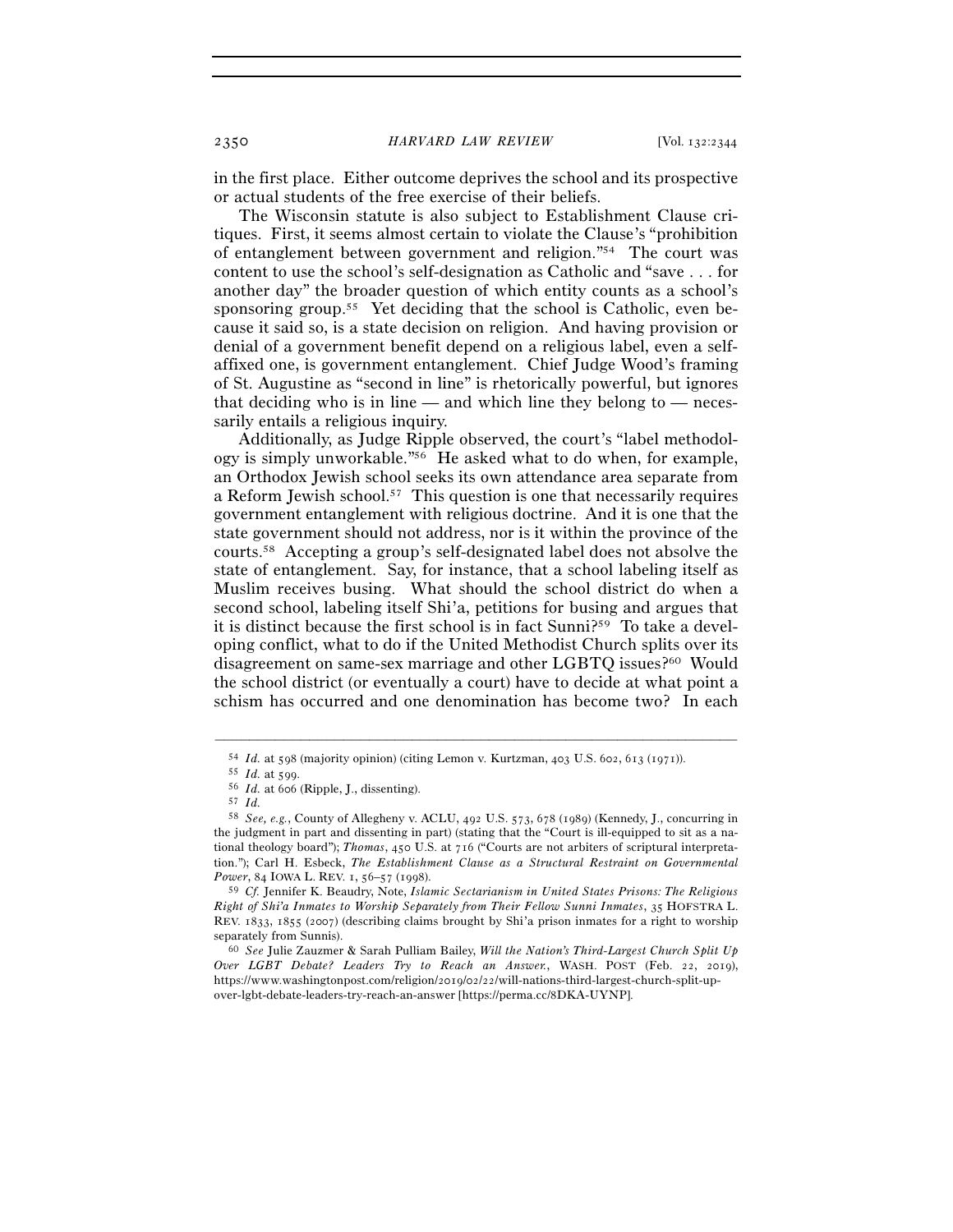in the first place. Either outcome deprives the school and its prospective or actual students of the free exercise of their beliefs.

The Wisconsin statute is also subject to Establishment Clause critiques. First, it seems almost certain to violate the Clause's "prohibition of entanglement between government and religion."[54] The court was content to use the school's self-designation as Catholic and "save . . . for another day" the broader question of which entity counts as a school's sponsoring group.[55] Yet deciding that the school is Catholic, even because it said so, is a state decision on religion. And having provision or denial of a government benefit depend on a religious label, even a self-affixed one, is government entanglement. Chief Judge Wood's framing of St. Augustine as "second in line" is rhetorically powerful, but ignores that deciding who is in line — and which line they belong to — necessarily entails a religious inquiry.

Additionally, as Judge Ripple observed, the court's "label methodology is simply unworkable."[56] He asked what to do when, for example, an Orthodox Jewish school seeks its own attendance area separate from a Reform Jewish school.[57] This question is one that necessarily requires government entanglement with religious doctrine. And it is one that the state government should not address, nor is it within the province of the courts.[58] Accepting a group's self-designated label does not absolve the state of entanglement. Say, for instance, that a school labeling itself as Muslim receives busing. What should the school district do when a second school, labeling itself Shi'a, petitions for busing and argues that it is distinct because the first school is in fact Sunni?[59] To take a developing conflict, what to do if the United Methodist Church splits over its disagreement on same-sex marriage and other LGBTQ issues?[60] Would the school district (or eventually a court) have to decide at what point a schism has occurred and one denomination has become two? In each

---

[54] *Id.* at 598 (majority opinion) (citing Lemon v. Kurtzman, 403 U.S. 602, 613 (1971)).

[55] *Id.* at 599.

[56] *Id.* at 606 (Ripple, J., dissenting).

[57] *Id.*

[58] *See, e.g.*, County of Allegheny v. ACLU, 492 U.S. 573, 678 (1989) (Kennedy, J., concurring in the judgment in part and dissenting in part) (stating that the "Court is ill-equipped to sit as a national theology board"); *Thomas*, 450 U.S. at 716 ("Courts are not arbiters of scriptural interpretation."); Carl H. Esbeck, *The Establishment Clause as a Structural Restraint on Governmental Power*, 84 IOWA L. REV. 1, 56–57 (1998).

[59] *Cf.* Jennifer K. Beaudry, Note, *Islamic Sectarianism in United States Prisons: The Religious Right of Shi'a Inmates to Worship Separately from Their Fellow Sunni Inmates*, 35 HOFSTRA L. REV. 1833, 1855 (2007) (describing claims brought by Shi'a prison inmates for a right to worship separately from Sunnis).

[60] *See* Julie Zauzmer & Sarah Pulliam Bailey, *Will the Nation's Third-Largest Church Split Up Over LGBT Debate? Leaders Try to Reach an Answer.*, WASH. POST (Feb. 22, 2019), https://www.washingtonpost.com/religion/2019/02/22/will-nations-third-largest-church-split-up-over-lgbt-debate-leaders-try-reach-an-answer [https://perma.cc/8DKA-UYNP].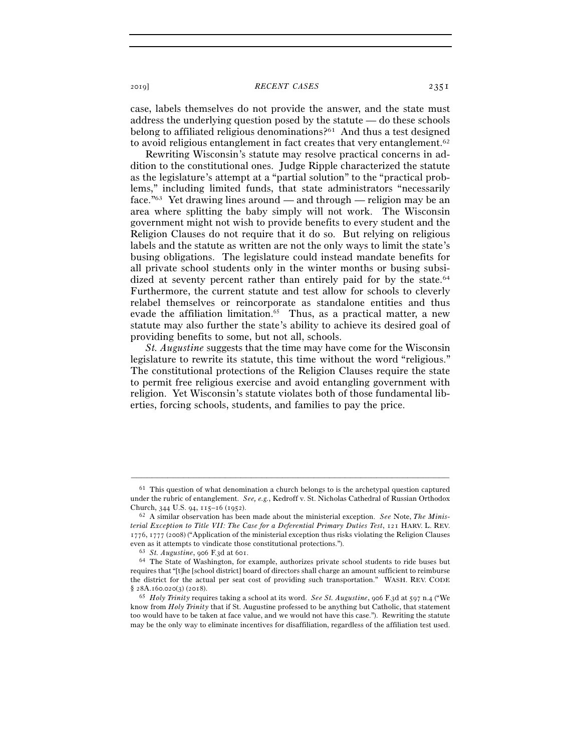case, labels themselves do not provide the answer, and the state must address the underlying question posed by the statute — do these schools belong to affiliated religious denominations?[61] And thus a test designed to avoid religious entanglement in fact creates that very entanglement.[62]

Rewriting Wisconsin's statute may resolve practical concerns in addition to the constitutional ones. Judge Ripple characterized the statute as the legislature's attempt at a "partial solution" to the "practical problems," including limited funds, that state administrators "necessarily face."[63] Yet drawing lines around — and through — religion may be an area where splitting the baby simply will not work. The Wisconsin government might not wish to provide benefits to every student and the Religion Clauses do not require that it do so. But relying on religious labels and the statute as written are not the only ways to limit the state's busing obligations. The legislature could instead mandate benefits for all private school students only in the winter months or busing subsidized at seventy percent rather than entirely paid for by the state.[64] Furthermore, the current statute and test allow for schools to cleverly relabel themselves or reincorporate as standalone entities and thus evade the affiliation limitation.[65] Thus, as a practical matter, a new statute may also further the state's ability to achieve its desired goal of providing benefits to some, but not all, schools.

*St. Augustine* suggests that the time may have come for the Wisconsin legislature to rewrite its statute, this time without the word "religious." The constitutional protections of the Religion Clauses require the state to permit free religious exercise and avoid entangling government with religion. Yet Wisconsin's statute violates both of those fundamental liberties, forcing schools, students, and families to pay the price.

---

[61] This question of what denomination a church belongs to is the archetypal question captured under the rubric of entanglement. *See, e.g.*, Kedroff v. St. Nicholas Cathedral of Russian Orthodox Church, 344 U.S. 94, 115–16 (1952).

[62] A similar observation has been made about the ministerial exception. *See* Note, *The Ministerial Exception to Title VII: The Case for a Deferential Primary Duties Test*, 121 HARV. L. REV. 1776, 1777 (2008) ("Application of the ministerial exception thus risks violating the Religion Clauses even as it attempts to vindicate those constitutional protections.").

[63] *St. Augustine*, 906 F.3d at 601.

[64] The State of Washington, for example, authorizes private school students to ride buses but requires that "[t]he [school district] board of directors shall charge an amount sufficient to reimburse the district for the actual per seat cost of providing such transportation." WASH. REV. CODE § 28A.160.020(3) (2018).

[65] *Holy Trinity* requires taking a school at its word. *See St. Augustine*, 906 F.3d at 597 n.4 ("We know from *Holy Trinity* that if St. Augustine professed to be anything but Catholic, that statement too would have to be taken at face value, and we would not have this case."). Rewriting the statute may be the only way to eliminate incentives for disaffiliation, regardless of the affiliation test used.